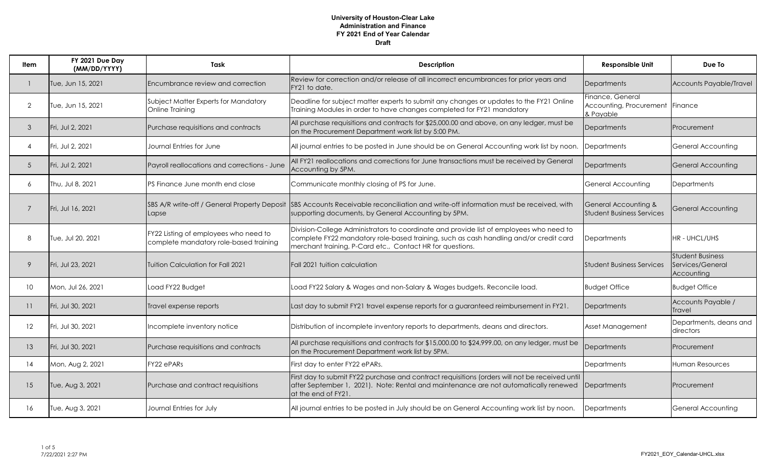**University of Houston-Clear Lake**
**Administration and Finance**
**FY 2021 End of Year Calendar**
**Draft**

| Item | FY 2021 Due Day (MM/DD/YYYY) | Task | Description | Responsible Unit | Due To |
|---|---|---|---|---|---|
| 1 | Tue, Jun 15, 2021 | Encumbrance review and correction | Review for correction and/or release of all incorrect encumbrances for prior years and FY21 to date. | Departments | Accounts Payable/Travel |
| 2 | Tue, Jun 15, 2021 | Subject Matter Experts for Mandatory Online Training | Deadline for subject matter experts to submit any changes or updates to the FY21 Online Training Modules in order to have changes completed for FY21 mandatory | Finance, General Accounting, Procurement & Payable | Finance |
| 3 | Fri, Jul 2, 2021 | Purchase requisitions and contracts | All purchase requisitions and contracts for $25,000.00 and above, on any ledger, must be on the Procurement Department work list by 5:00 PM. | Departments | Procurement |
| 4 | Fri, Jul 2, 2021 | Journal Entries for June | All journal entries to be posted in June should be on General Accounting work list by noon. | Departments | General Accounting |
| 5 | Fri, Jul 2, 2021 | Payroll reallocations and corrections - June | All FY21 reallocations and corrections for June transactions must be received by General Accounting by 5PM. | Departments | General Accounting |
| 6 | Thu, Jul 8, 2021 | PS Finance June month end close | Communicate monthly closing of PS for June. | General Accounting | Departments |
| 7 | Fri, Jul 16, 2021 | SBS A/R write-off / General Property Deposit Lapse | SBS Accounts Receivable reconciliation and write-off information must be received, with supporting documents, by General Accounting by 5PM. | General Accounting & Student Business Services | General Accounting |
| 8 | Tue, Jul 20, 2021 | FY22 Listing of employees who need to complete mandatory role-based training | Division-College Administrators to coordinate and provide list of employees who need to complete FY22 mandatory role-based training, such as cash handling and/or credit card merchant training, P-Card etc., Contact HR for questions. | Departments | HR - UHCL/UHS |
| 9 | Fri, Jul 23, 2021 | Tuition Calculation for Fall 2021 | Fall 2021 tuition calculation | Student Business Services | Student Business Services/General Accounting |
| 10 | Mon, Jul 26, 2021 | Load FY22 Budget | Load FY22 Salary & Wages and non-Salary & Wages budgets. Reconcile load. | Budget Office | Budget Office |
| 11 | Fri, Jul 30, 2021 | Travel expense reports | Last day to submit FY21 travel expense reports for a guaranteed reimbursement in FY21. | Departments | Accounts Payable / Travel |
| 12 | Fri, Jul 30, 2021 | Incomplete inventory notice | Distribution of incomplete inventory reports to departments, deans and directors. | Asset Management | Departments, deans and directors |
| 13 | Fri, Jul 30, 2021 | Purchase requisitions and contracts | All purchase requisitions and contracts for $15,000.00 to $24,999.00, on any ledger, must be on the Procurement Department work list by 5PM. | Departments | Procurement |
| 14 | Mon, Aug 2, 2021 | FY22 ePARs | First day to enter FY22 ePARs. | Departments | Human Resources |
| 15 | Tue, Aug 3, 2021 | Purchase and contract requisitions | First day to submit FY22 purchase and contract requisitions (orders will not be received until after September 1, 2021). Note: Rental and maintenance are not automatically renewed at the end of FY21. | Departments | Procurement |
| 16 | Tue, Aug 3, 2021 | Journal Entries for July | All journal entries to be posted in July should be on General Accounting work list by noon. | Departments | General Accounting |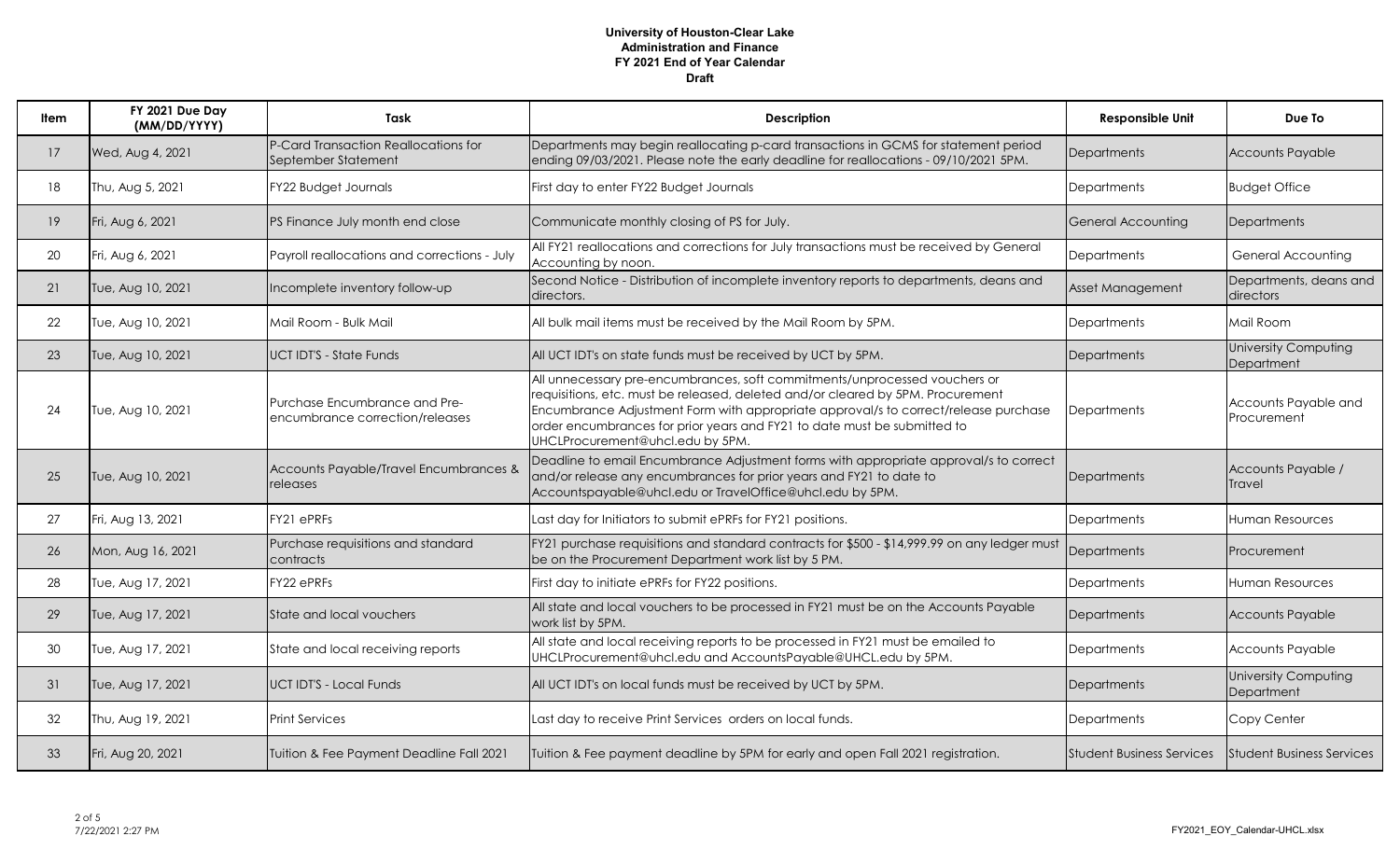**University of Houston-Clear Lake**
**Administration and Finance**
**FY 2021 End of Year Calendar**
**Draft**

| Item | FY 2021 Due Day (MM/DD/YYYY) | Task | Description | Responsible Unit | Due To |
|---|---|---|---|---|---|
| 17 | Wed, Aug 4, 2021 | P-Card Transaction Reallocations for September Statement | Departments may begin reallocating p-card transactions in GCMS for statement period ending 09/03/2021. Please note the early deadline for reallocations - 09/10/2021 5PM. | Departments | Accounts Payable |
| 18 | Thu, Aug 5, 2021 | FY22 Budget Journals | First day to enter FY22 Budget Journals | Departments | Budget Office |
| 19 | Fri, Aug 6, 2021 | PS Finance July month end close | Communicate monthly closing of PS for July. | General Accounting | Departments |
| 20 | Fri, Aug 6, 2021 | Payroll reallocations and corrections - July | All FY21 reallocations and corrections for July transactions must be received by General Accounting by noon. | Departments | General Accounting |
| 21 | Tue, Aug 10, 2021 | Incomplete inventory follow-up | Second Notice - Distribution of incomplete inventory reports to departments, deans and directors. | Asset Management | Departments, deans and directors |
| 22 | Tue, Aug 10, 2021 | Mail Room - Bulk Mail | All bulk mail items must be received by the Mail Room by 5PM. | Departments | Mail Room |
| 23 | Tue, Aug 10, 2021 | UCT IDT'S - State Funds | All UCT IDT's on state funds must be received by UCT by 5PM. | Departments | University Computing Department |
| 24 | Tue, Aug 10, 2021 | Purchase Encumbrance and Pre-encumbrance correction/releases | All unnecessary pre-encumbrances, soft commitments/unprocessed vouchers or requisitions, etc. must be released, deleted and/or cleared by 5PM. Procurement Encumbrance Adjustment Form with appropriate approval/s to correct/release purchase order encumbrances for prior years and FY21 to date must be submitted to UHCLProcurement@uhcl.edu by 5PM. | Departments | Accounts Payable and Procurement |
| 25 | Tue, Aug 10, 2021 | Accounts Payable/Travel Encumbrances & releases | Deadline to email Encumbrance Adjustment forms with appropriate approval/s to correct and/or release any encumbrances for prior years and FY21 to date to Accountspayable@uhcl.edu or TravelOffice@uhcl.edu by 5PM. | Departments | Accounts Payable / Travel |
| 27 | Fri, Aug 13, 2021 | FY21 ePRFs | Last day for Initiators to submit ePRFs for FY21 positions. | Departments | Human Resources |
| 26 | Mon, Aug 16, 2021 | Purchase requisitions and standard contracts | FY21 purchase requisitions and standard contracts for $500 - $14,999.99 on any ledger must be on the Procurement Department work list by 5 PM. | Departments | Procurement |
| 28 | Tue, Aug 17, 2021 | FY22 ePRFs | First day to initiate ePRFs for FY22 positions. | Departments | Human Resources |
| 29 | Tue, Aug 17, 2021 | State and local vouchers | All state and local vouchers to be processed in FY21 must be on the Accounts Payable work list by 5PM. | Departments | Accounts Payable |
| 30 | Tue, Aug 17, 2021 | State and local receiving reports | All state and local receiving reports to be processed in FY21 must be emailed to UHCLProcurement@uhcl.edu and AccountsPayable@UHCL.edu by 5PM. | Departments | Accounts Payable |
| 31 | Tue, Aug 17, 2021 | UCT IDT'S - Local Funds | All UCT IDT's on local funds must be received by UCT by 5PM. | Departments | University Computing Department |
| 32 | Thu, Aug 19, 2021 | Print Services | Last day to receive Print Services orders on local funds. | Departments | Copy Center |
| 33 | Fri, Aug 20, 2021 | Tuition & Fee Payment Deadline Fall 2021 | Tuition & Fee payment deadline by 5PM for early and open Fall 2021 registration. | Student Business Services | Student Business Services |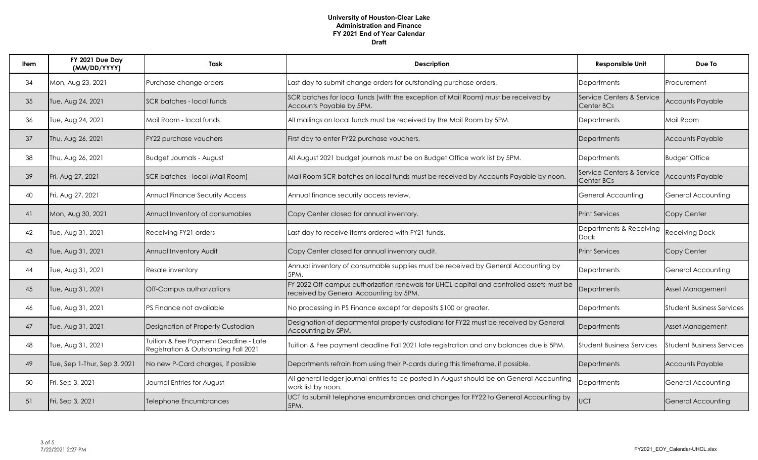**University of Houston-Clear Lake**
**Administration and Finance**
**FY 2021 End of Year Calendar**
**Draft**

| Item | FY 2021 Due Day (MM/DD/YYYY) | Task | Description | Responsible Unit | Due To |
|---|---|---|---|---|---|
| 34 | Mon, Aug 23, 2021 | Purchase change orders | Last day to submit change orders for outstanding purchase orders. | Departments | Procurement |
| 35 | Tue, Aug 24, 2021 | SCR batches - local funds | SCR batches for local funds (with the exception of Mail Room) must be received by Accounts Payable by 5PM. | Service Centers & Service Center BCs | Accounts Payable |
| 36 | Tue, Aug 24, 2021 | Mail Room - local funds | All mailings on local funds must be received by the Mail Room by 5PM. | Departments | Mail Room |
| 37 | Thu, Aug 26, 2021 | FY22 purchase vouchers | First day to enter FY22 purchase vouchers. | Departments | Accounts Payable |
| 38 | Thu, Aug 26, 2021 | Budget Journals - August | All August 2021 budget journals must be on Budget Office work list by 5PM. | Departments | Budget Office |
| 39 | Fri, Aug 27, 2021 | SCR batches - local (Mail Room) | Mail Room SCR batches on local funds must be received by Accounts Payable by noon. | Service Centers & Service Center BCs | Accounts Payable |
| 40 | Fri, Aug 27, 2021 | Annual Finance Security Access | Annual finance security access review. | General Accounting | General Accounting |
| 41 | Mon, Aug 30, 2021 | Annual Inventory of consumables | Copy Center closed for annual inventory. | Print Services | Copy Center |
| 42 | Tue, Aug 31, 2021 | Receiving FY21 orders | Last day to receive items ordered with FY21 funds. | Departments & Receiving Dock | Receiving Dock |
| 43 | Tue, Aug 31, 2021 | Annual Inventory Audit | Copy Center closed for annual inventory audit. | Print Services | Copy Center |
| 44 | Tue, Aug 31, 2021 | Resale inventory | Annual inventory of consumable supplies must be received by General Accounting by 5PM. | Departments | General Accounting |
| 45 | Tue, Aug 31, 2021 | Off-Campus authorizations | FY 2022 Off-campus authorization renewals for UHCL capital and controlled assets must be received by General Accounting by 5PM. | Departments | Asset Management |
| 46 | Tue, Aug 31, 2021 | PS Finance not available | No processing in PS Finance except for $100 or greater. | Departments | Student Business Services |
| 47 | Tue, Aug 31, 2021 | Designation of Property Custodian | Designation of departmental property custodians for FY22 must be received by General Accounting by 5PM. | Departments | Asset Management |
| 48 | Tue, Aug 31, 2021 | Tuition & Fee Payment Deadline - Late Registration & Outstanding Fall 2021 | Tuition & Fee payment deadline Fall 2021 late registration and any balances due is 5PM. | Student Business Services | Student Business Services |
| 49 | Tue, Sep 1-Thur, Sep 3, 2021 | No new P-Card charges, if possible | Departments refrain from using their P-cards during this timeframe, if possible. | Departments | Accounts Payable |
| 50 | Fri, Sep 3, 2021 | Journal Entries for August | All general ledger journal entries to be posted in August should be on General Accounting work list by noon. | Departments | General Accounting |
| 51 | Fri, Sep 3, 2021 | Telephone Encumbrances | UCT to submit telephone encumbrances and changes for FY22 to General Accounting by 5PM. | UCT | General Accounting |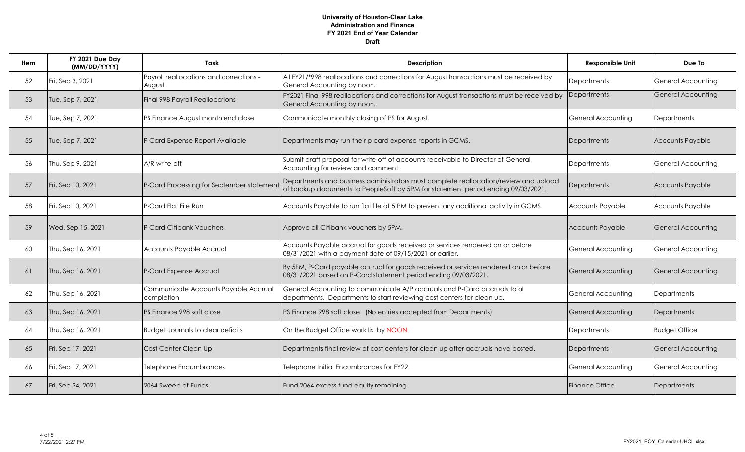**University of Houston-Clear Lake**
**Administration and Finance**
**FY 2021 End of Year Calendar**
**Draft**

| Item | FY 2021 Due Day (MM/DD/YYYY) | Task | Description | Responsible Unit | Due To |
|---|---|---|---|---|---|
| 52 | Fri, Sep 3, 2021 | Payroll reallocations and corrections - August | All FY21/*998 reallocations and corrections for August transactions must be received by General Accounting by noon. | Departments | General Accounting |
| 53 | Tue, Sep 7, 2021 | Final 998 Payroll Reallocations | FY2021 Final 998 reallocations and corrections for August transactions must be received by General Accounting by noon. | Departments | General Accounting |
| 54 | Tue, Sep 7, 2021 | PS Finance August month end close | Communicate monthly closing of PS for August. | General Accounting | Departments |
| 55 | Tue, Sep 7, 2021 | P-Card Expense Report Available | Departments may run their p-card expense reports in GCMS. | Departments | Accounts Payable |
| 56 | Thu, Sep 9, 2021 | A/R write-off | Submit draft proposal for write-off of accounts receivable to Director of General Accounting for review and comment. | Departments | General Accounting |
| 57 | Fri, Sep 10, 2021 | P-Card Processing for September statement | Departments and business administrators must complete reallocation/review and upload of backup documents to PeopleSoft by 5PM for statement period ending 09/03/2021. | Departments | Accounts Payable |
| 58 | Fri, Sep 10, 2021 | P-Card Flat File Run | Accounts Payable to run flat file at 5 PM to prevent any additional activity in GCMS. | Accounts Payable | Accounts Payable |
| 59 | Wed, Sep 15, 2021 | P-Card Citibank Vouchers | Approve all Citibank vouchers by 5PM. | Accounts Payable | General Accounting |
| 60 | Thu, Sep 16, 2021 | Accounts Payable Accrual | Accounts Payable accrual for goods received or services rendered on or before 08/31/2021 with a payment date of 09/15/2021 or earlier. | General Accounting | General Accounting |
| 61 | Thu, Sep 16, 2021 | P-Card Expense Accrual | By 5PM, P-Card payable accrual for goods received or services rendered on or before 08/31/2021 based on P-Card statement period ending 09/03/2021. | General Accounting | General Accounting |
| 62 | Thu, Sep 16, 2021 | Communicate Accounts Payable Accrual completion | General Accounting to communicate A/P accruals and P-Card accruals to all departments. Departments to start reviewing cost centers for clean up. | General Accounting | Departments |
| 63 | Thu, Sep 16, 2021 | PS Finance 998 soft close | PS Finance 998 soft close. (No entries accepted from Departments) | General Accounting | Departments |
| 64 | Thu, Sep 16, 2021 | Budget Journals to clear deficits | On the Budget Office work list by NOON | Departments | Budget Office |
| 65 | Fri, Sep 17, 2021 | Cost Center Clean Up | Departments final review of cost centers for clean up after accruals have posted. | Departments | General Accounting |
| 66 | Fri, Sep 17, 2021 | Telephone Encumbrances | Telephone Initial Encumbrances for FY22. | General Accounting | General Accounting |
| 67 | Fri, Sep 24, 2021 | 2064 Sweep of Funds | Fund 2064 excess fund equity remaining. | Finance Office | Departments |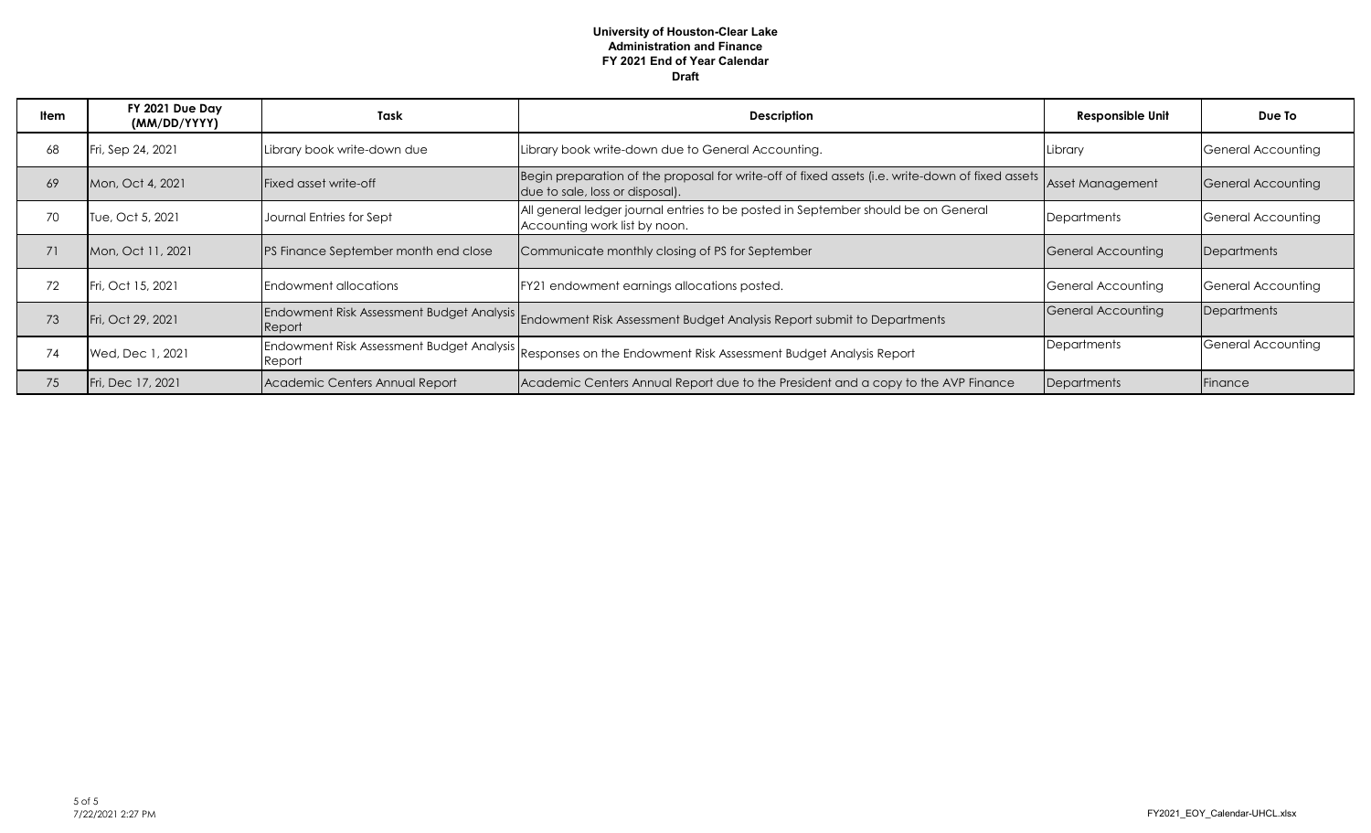**University of Houston-Clear Lake**
**Administration and Finance**
**FY 2021 End of Year Calendar**
**Draft**

| Item | FY 2021 Due Day (MM/DD/YYYY) | Task | Description | Responsible Unit | Due To |
|---|---|---|---|---|---|
| 68 | Fri, Sep 24, 2021 | Library book write-down due | Library book write-down due to General Accounting. | Library | General Accounting |
| 69 | Mon, Oct 4, 2021 | Fixed asset write-off | Begin preparation of the proposal for write-off of fixed assets (i.e. write-down of fixed assets due to sale, loss or disposal). | Asset Management | General Accounting |
| 70 | Tue, Oct 5, 2021 | Journal Entries for Sept | All general ledger journal entries to be posted in September should be on General Accounting work list by noon. | Departments | General Accounting |
| 71 | Mon, Oct 11, 2021 | PS Finance September month end close | Communicate monthly closing of PS for September | General Accounting | Departments |
| 72 | Fri, Oct 15, 2021 | Endowment allocations | FY21 endowment earnings allocations posted. | General Accounting | General Accounting |
| 73 | Fri, Oct 29, 2021 | Endowment Risk Assessment Budget Analysis Report | Endowment Risk Assessment Budget Analysis Report submit to Departments | General Accounting | Departments |
| 74 | Wed, Dec 1, 2021 | Endowment Risk Assessment Budget Analysis Report | Responses on the Endowment Risk Assessment Budget Analysis Report | Departments | General Accounting |
| 75 | Fri, Dec 17, 2021 | Academic Centers Annual Report | Academic Centers Annual Report due to the President and a copy to the AVP Finance | Departments | Finance |

7/22/2021 2:27 PM

FY2021_EOY_Calendar-UHCL.xlsx